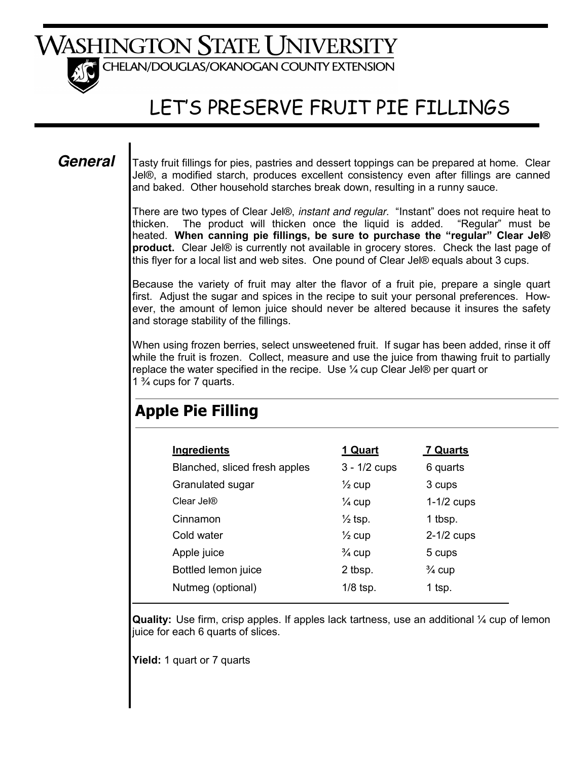# WASHINGTON STATE UNIVERSITY

CHELAN/DOUGLAS/OKANOGAN COUNTY EXTENSION

# LET'S PRESERVE FRUIT PIE FILLINGS

## General

Tasty fruit fillings for pies, pastries and dessert toppings can be prepared at home. Clear Jel®, a modified starch, produces excellent consistency even after fillings are canned and baked. Other household starches break down, resulting in a runny sauce.

There are two types of Clear Jel®, *instant and regular*. "Instant" does not require heat to thicken. The product will thicken once the liquid is added. "Regular" must be heated. **When canning pie fillings, be sure to purchase the "regular" Clear Jel® product.** Clear Jel® is currently not available in grocery stores. Check the last page of this flyer for a local list and web sites. One pound of Clear Jel® equals about 3 cups.

Because the variety of fruit may alter the flavor of a fruit pie, prepare a single quart first. Adjust the sugar and spices in the recipe to suit your personal preferences. However, the amount of lemon juice should never be altered because it insures the safety and storage stability of the fillings.

When using frozen berries, select unsweetened fruit. If sugar has been added, rinse it off while the fruit is frozen. Collect, measure and use the juice from thawing fruit to partially replace the water specified in the recipe. Use ¼ cup Clear Jel® per quart or 1 ¾ cups for 7 quarts.

## Apple Pie Filling

| Ingredients | 1 Quart | 7 Quarts |
|---|---|---|
| Blanched, sliced fresh apples | 3 - 1/2 cups | 6 quarts |
| Granulated sugar | ½ cup | 3 cups |
| Clear Jel® | ¼ cup | 1-1/2 cups |
| Cinnamon | ½ tsp. | 1 tbsp. |
| Cold water | ½ cup | 2-1/2 cups |
| Apple juice | ¾ cup | 5 cups |
| Bottled lemon juice | 2 tbsp. | ¾ cup |
| Nutmeg (optional) | 1/8 tsp. | 1 tsp. |

**Quality:** Use firm, crisp apples. If apples lack tartness, use an additional ¼ cup of lemon juice for each 6 quarts of slices.

**Yield:** 1 quart or 7 quarts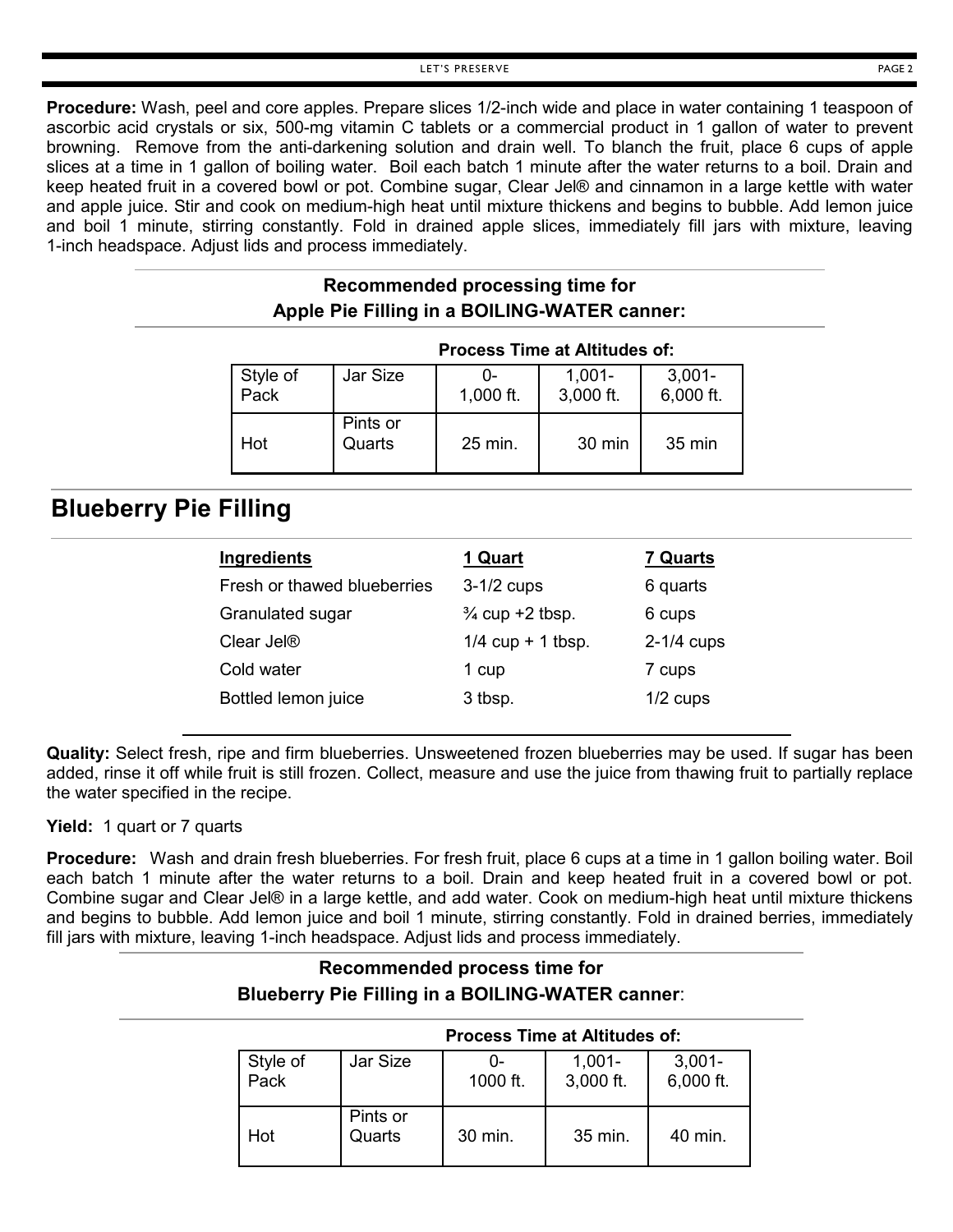**Procedure:** Wash, peel and core apples. Prepare slices 1/2-inch wide and place in water containing 1 teaspoon of ascorbic acid crystals or six, 500-mg vitamin C tablets or a commercial product in 1 gallon of water to prevent browning. Remove from the anti-darkening solution and drain well. To blanch the fruit, place 6 cups of apple slices at a time in 1 gallon of boiling water. Boil each batch 1 minute after the water returns to a boil. Drain and keep heated fruit in a covered bowl or pot. Combine sugar, Clear Jel® and cinnamon in a large kettle with water and apple juice. Stir and cook on medium-high heat until mixture thickens and begins to bubble. Add lemon juice and boil 1 minute, stirring constantly. Fold in drained apple slices, immediately fill jars with mixture, leaving 1-inch headspace. Adjust lids and process immediately.

**Recommended processing time for Apple Pie Filling in a BOILING-WATER canner:**

| | | Process Time at Altitudes of: | | |
|---|---|---|---|---|
| Style of Pack | Jar Size | 0-1,000 ft. | 1,001-3,000 ft. | 3,001-6,000 ft. |
| Hot | Pints or Quarts | 25 min. | 30 min | 35 min |

## Blueberry Pie Filling

| Ingredients | 1 Quart | 7 Quarts |
|---|---|---|
| Fresh or thawed blueberries | 3-1/2 cups | 6 quarts |
| Granulated sugar | ¾ cup +2 tbsp. | 6 cups |
| Clear Jel® | 1/4 cup + 1 tbsp. | 2-1/4 cups |
| Cold water | 1 cup | 7 cups |
| Bottled lemon juice | 3 tbsp. | 1/2 cups |

**Quality:** Select fresh, ripe and firm blueberries. Unsweetened frozen blueberries may be used. If sugar has been added, rinse it off while fruit is still frozen. Collect, measure and use the juice from thawing fruit to partially replace the water specified in the recipe.

**Yield:** 1 quart or 7 quarts

**Procedure:** Wash and drain fresh blueberries. For fresh fruit, place 6 cups at a time in 1 gallon boiling water. Boil each batch 1 minute after the water returns to a boil. Drain and keep heated fruit in a covered bowl or pot. Combine sugar and Clear Jel® in a large kettle, and add water. Cook on medium-high heat until mixture thickens and begins to bubble. Add lemon juice and boil 1 minute, stirring constantly. Fold in drained berries, immediately fill jars with mixture, leaving 1-inch headspace. Adjust lids and process immediately.

**Recommended process time for Blueberry Pie Filling in a BOILING-WATER canner:**

| | | Process Time at Altitudes of: | | |
|---|---|---|---|---|
| Style of Pack | Jar Size | 0-1000 ft. | 1,001-3,000 ft. | 3,001-6,000 ft. |
| Hot | Pints or Quarts | 30 min. | 35 min. | 40 min. |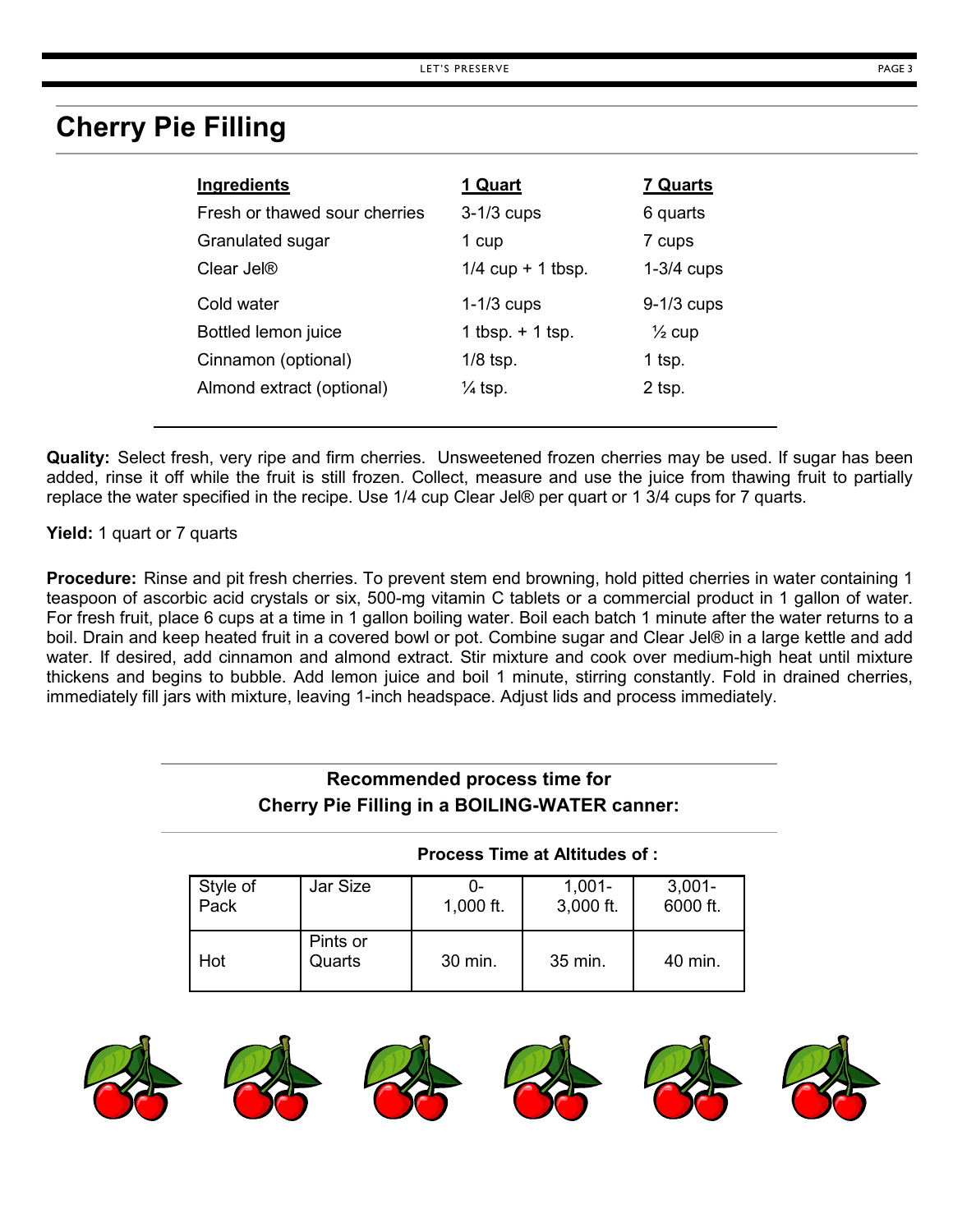# Cherry Pie Filling

| Ingredients | 1 Quart | 7 Quarts |
|---|---|---|
| Fresh or thawed sour cherries | 3-1/3 cups | 6 quarts |
| Granulated sugar | 1 cup | 7 cups |
| Clear Jel® | 1/4 cup + 1 tbsp. | 1-3/4 cups |
| Cold water | 1-1/3 cups | 9-1/3 cups |
| Bottled lemon juice | 1 tbsp. + 1 tsp. | ½ cup |
| Cinnamon (optional) | 1/8 tsp. | 1 tsp. |
| Almond extract (optional) | ¼ tsp. | 2 tsp. |

**Quality:** Select fresh, very ripe and firm cherries. Unsweetened frozen cherries may be used. If sugar has been added, rinse it off while the fruit is still frozen. Collect, measure and use the juice from thawing fruit to partially replace the water specified in the recipe. Use 1/4 cup Clear Jel® per quart or 1 3/4 cups for 7 quarts.

**Yield:** 1 quart or 7 quarts

**Procedure:** Rinse and pit fresh cherries. To prevent stem end browning, hold pitted cherries in water containing 1 teaspoon of ascorbic acid crystals or six, 500-mg vitamin C tablets or a commercial product in 1 gallon of water. For fresh fruit, place 6 cups at a time in 1 gallon boiling water. Boil each batch 1 minute after the water returns to a boil. Drain and keep heated fruit in a covered bowl or pot. Combine sugar and Clear Jel® in a large kettle and add water. If desired, add cinnamon and almond extract. Stir mixture and cook over medium-high heat until mixture thickens and begins to bubble. Add lemon juice and boil 1 minute, stirring constantly. Fold in drained cherries, immediately fill jars with mixture, leaving 1-inch headspace. Adjust lids and process immediately.

**Recommended process time for Cherry Pie Filling in a BOILING-WATER canner:**

| | | Process Time at Altitudes of : | | |
|---|---|---|---|---|
| Style of Pack | Jar Size | 0-1,000 ft. | 1,001-3,000 ft. | 3,001-6000 ft. |
| Hot | Pints or Quarts | 30 min. | 35 min. | 40 min. |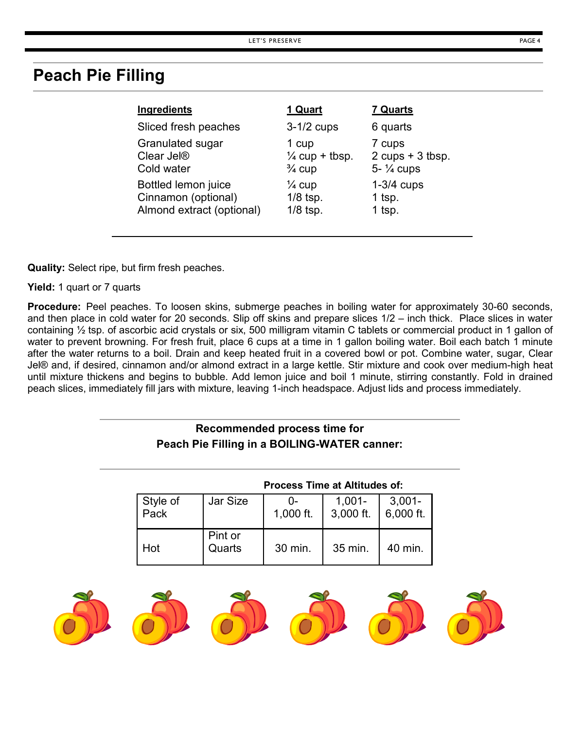# Peach Pie Filling

| Ingredients | 1 Quart | 7 Quarts |
|---|---|---|
| Sliced fresh peaches | 3-1/2 cups | 6 quarts |
| Granulated sugar | 1 cup | 7 cups |
| Clear Jel® | ¼ cup + tbsp. | 2 cups + 3 tbsp. |
| Cold water | ¾ cup | 5- ¼ cups |
| Bottled lemon juice | ¼ cup | 1-3/4 cups |
| Cinnamon (optional) | 1/8 tsp. | 1 tsp. |
| Almond extract (optional) | 1/8 tsp. | 1 tsp. |

**Quality:** Select ripe, but firm fresh peaches.

**Yield:** 1 quart or 7 quarts

**Procedure:** Peel peaches. To loosen skins, submerge peaches in boiling water for approximately 30-60 seconds, and then place in cold water for 20 seconds. Slip off skins and prepare slices 1/2 – inch thick. Place slices in water containing ½ tsp. of ascorbic acid crystals or six, 500 milligram vitamin C tablets or commercial product in 1 gallon of water to prevent browning. For fresh fruit, place 6 cups at a time in 1 gallon boiling water. Boil each batch 1 minute after the water returns to a boil. Drain and keep heated fruit in a covered bowl or pot. Combine water, sugar, Clear Jel® and, if desired, cinnamon and/or almond extract in a large kettle. Stir mixture and cook over medium-high heat until mixture thickens and begins to bubble. Add lemon juice and boil 1 minute, stirring constantly. Fold in drained peach slices, immediately fill jars with mixture, leaving 1-inch headspace. Adjust lids and process immediately.

**Recommended process time for Peach Pie Filling in a BOILING-WATER canner:**

| | | Process Time at Altitudes of: | | |
|---|---|---|---|---|
| Style of Pack | Jar Size | 0-1,000 ft. | 1,001-3,000 ft. | 3,001-6,000 ft. |
| Hot | Pint or Quarts | 30 min. | 35 min. | 40 min. |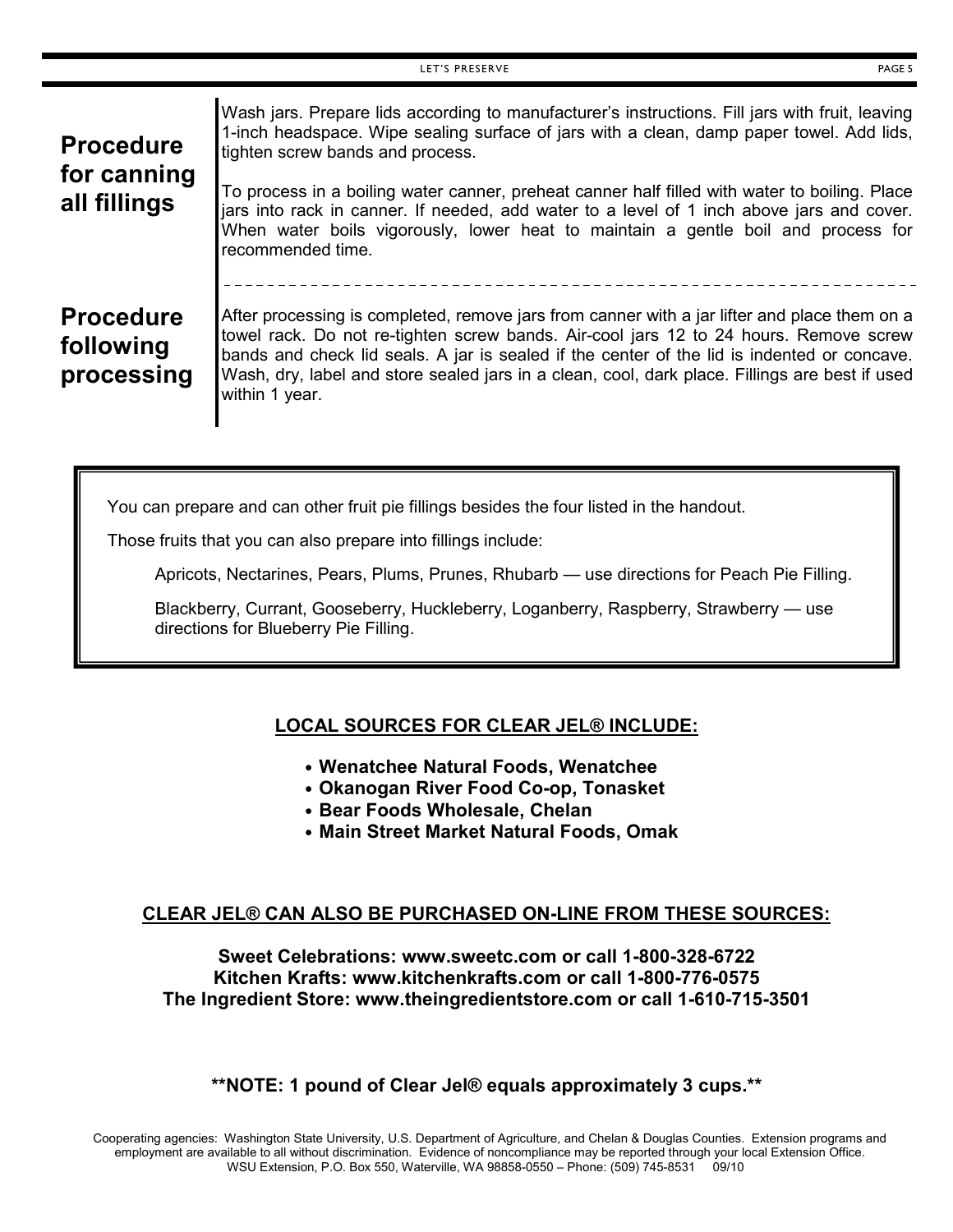## Procedure for canning all fillings

Wash jars. Prepare lids according to manufacturer's instructions. Fill jars with fruit, leaving 1-inch headspace. Wipe sealing surface of jars with a clean, damp paper towel. Add lids, tighten screw bands and process.

To process in a boiling water canner, preheat canner half filled with water to boiling. Place jars into rack in canner. If needed, add water to a level of 1 inch above jars and cover. When water boils vigorously, lower heat to maintain a gentle boil and process for recommended time.

## Procedure following processing

After processing is completed, remove jars from canner with a jar lifter and place them on a towel rack. Do not re-tighten screw bands. Air-cool jars 12 to 24 hours. Remove screw bands and check lid seals. A jar is sealed if the center of the lid is indented or concave. Wash, dry, label and store sealed jars in a clean, cool, dark place. Fillings are best if used within 1 year.

---

You can prepare and can other fruit pie fillings besides the four listed in the handout.

Those fruits that you can also prepare into fillings include:

Apricots, Nectarines, Pears, Plums, Prunes, Rhubarb — use directions for Peach Pie Filling.

Blackberry, Currant, Gooseberry, Huckleberry, Loganberry, Raspberry, Strawberry — use directions for Blueberry Pie Filling.

---

**LOCAL SOURCES FOR CLEAR JEL® INCLUDE:**

- **Wenatchee Natural Foods, Wenatchee**
- **Okanogan River Food Co-op, Tonasket**
- **Bear Foods Wholesale, Chelan**
- **Main Street Market Natural Foods, Omak**

**CLEAR JEL® CAN ALSO BE PURCHASED ON-LINE FROM THESE SOURCES:**

**Sweet Celebrations: www.sweetc.com or call 1-800-328-6722**
**Kitchen Krafts: www.kitchenkrafts.com or call 1-800-776-0575**
**The Ingredient Store: www.theingredientstore.com or call 1-610-715-3501**

**\*\*NOTE: 1 pound of Clear Jel® equals approximately 3 cups.\*\***

Cooperating agencies: Washington State University, U.S. Department of Agriculture, and Chelan & Douglas Counties. Extension programs and employment are available to all without discrimination. Evidence of noncompliance may be reported through your local Extension Office. WSU Extension, P.O. Box 550, Waterville, WA 98858-0550 – Phone: (509) 745-8531 09/10